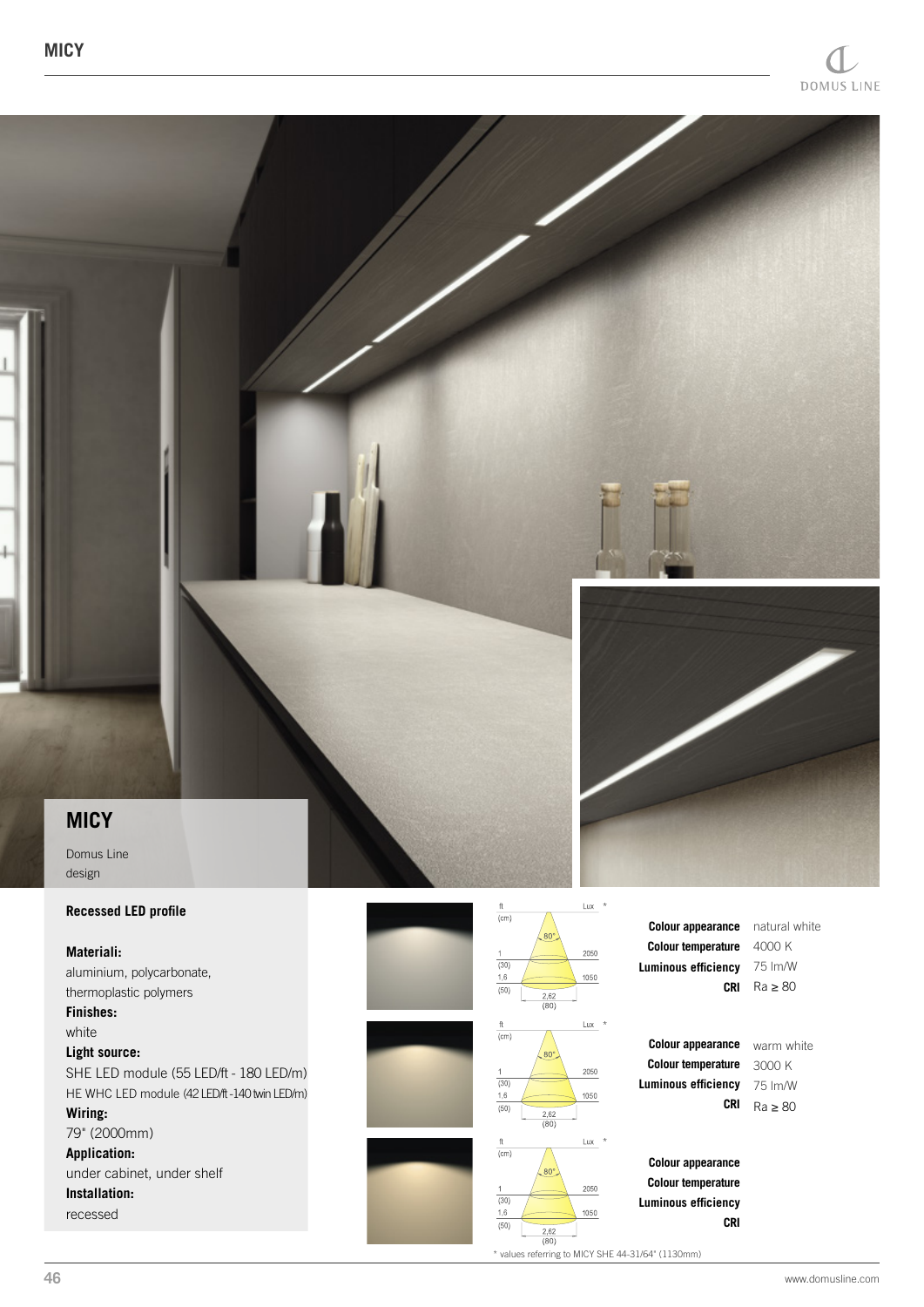## MICY

Domus Line
design

**Recessed LED profile**

**Materiali:**
aluminium, polycarbonate, thermoplastic polymers

**Finishes:**
white

**Light source:**
SHE LED module (55 LED/ft - 180 LED/m)
HE WHC LED module (42 LED/ft -140 twin LED/m)

**Wiring:**
79" (2000mm)

**Application:**
under cabinet, under shelf

**Installation:**
recessed

ft (cm) Lux *
80°
1 (30) 2050
1,6 (50) 1050
2,62 (80)

| | |
|---|---|
| **Colour appearance** | natural white |
| **Colour temperature** | 4000 K |
| **Luminous efficiency** | 75 lm/W |
| **CRI** | Ra ≥ 80 |

ft (cm) Lux *
80°
1 (30) 2050
1,6 (50) 1050
2,62 (80)

| | |
|---|---|
| **Colour appearance** | warm white |
| **Colour temperature** | 3000 K |
| **Luminous efficiency** | 75 lm/W |
| **CRI** | Ra ≥ 80 |

ft (cm) Lux *
80°
1 (30) 2050
1,6 (50) 1050
2,62 (80)

| | |
|---|---|
| **Colour appearance** | |
| **Colour temperature** | |
| **Luminous efficiency** | |
| **CRI** | |

\* values referring to MICY SHE 44-31/64" (1130mm)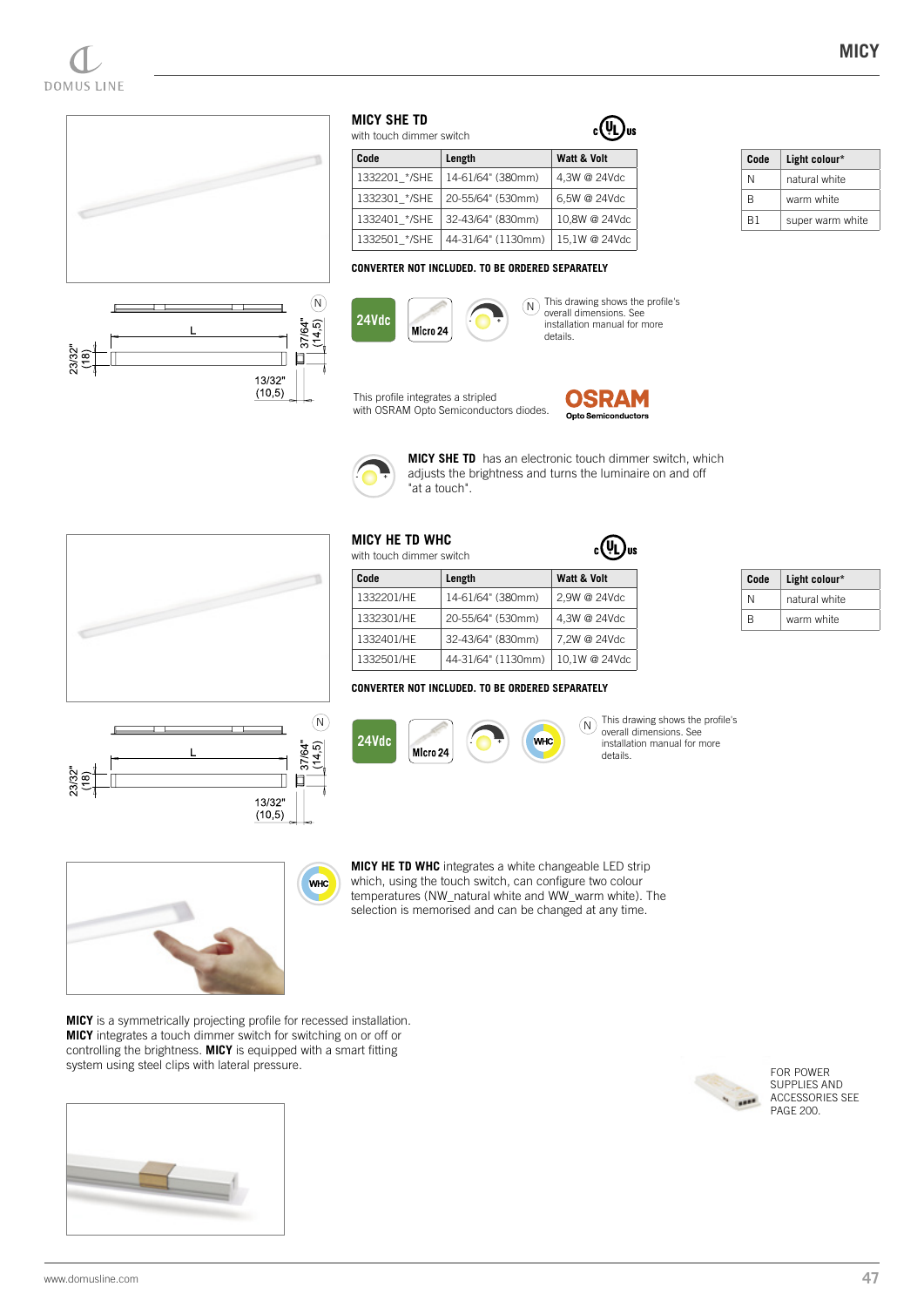## MICY SHE TD

with touch dimmer switch

| Code | Length | Watt & Volt |
|---|---|---|
| 1332201_*/SHE | 14-61/64" (380mm) | 4,3W @ 24Vdc |
| 1332301_*/SHE | 20-55/64" (530mm) | 6,5W @ 24Vdc |
| 1332401_*/SHE | 32-43/64" (830mm) | 10,8W @ 24Vdc |
| 1332501_*/SHE | 44-31/64" (1130mm) | 15,1W @ 24Vdc |

| Code | Light colour* |
|---|---|
| N | natural white |
| B | warm white |
| B1 | super warm white |

**CONVERTER NOT INCLUDED. TO BE ORDERED SEPARATELY**

L

23/32" (18)

37/64" (14,5)

13/32" (10,5)

24Vdc

Micro 24

This drawing shows the profile's overall dimensions. See installation manual for more details.

This profile integrates a striped with OSRAM Opto Semiconductors diodes.

**MICY SHE TD** has an electronic touch dimmer switch, which adjusts the brightness and turns the luminaire on and off "at a touch".

## MICY HE TD WHC

with touch dimmer switch

| Code | Length | Watt & Volt |
|---|---|---|
| 1332201/HE | 14-61/64" (380mm) | 2,9W @ 24Vdc |
| 1332301/HE | 20-55/64" (530mm) | 4,3W @ 24Vdc |
| 1332401/HE | 32-43/64" (830mm) | 7,2W @ 24Vdc |
| 1332501/HE | 44-31/64" (1130mm) | 10,1W @ 24Vdc |

| Code | Light colour* |
|---|---|
| N | natural white |
| B | warm white |

**CONVERTER NOT INCLUDED. TO BE ORDERED SEPARATELY**

L

23/32" (18)

37/64" (14,5)

13/32" (10,5)

24Vdc

Micro 24

WHC

This drawing shows the profile's overall dimensions. See installation manual for more details.

**MICY HE TD WHC** integrates a white changeable LED strip which, using the touch switch, can configure two colour temperatures (NW_natural white and WW_warm white). The selection is memorised and can be changed at any time.

**MICY** is a symmetrically projecting profile for recessed installation. **MICY** integrates a touch dimmer switch for switching on or off or controlling the brightness. **MICY** is equipped with a smart fitting system using steel clips with lateral pressure.

FOR POWER SUPPLIES AND ACCESSORIES SEE PAGE 200.